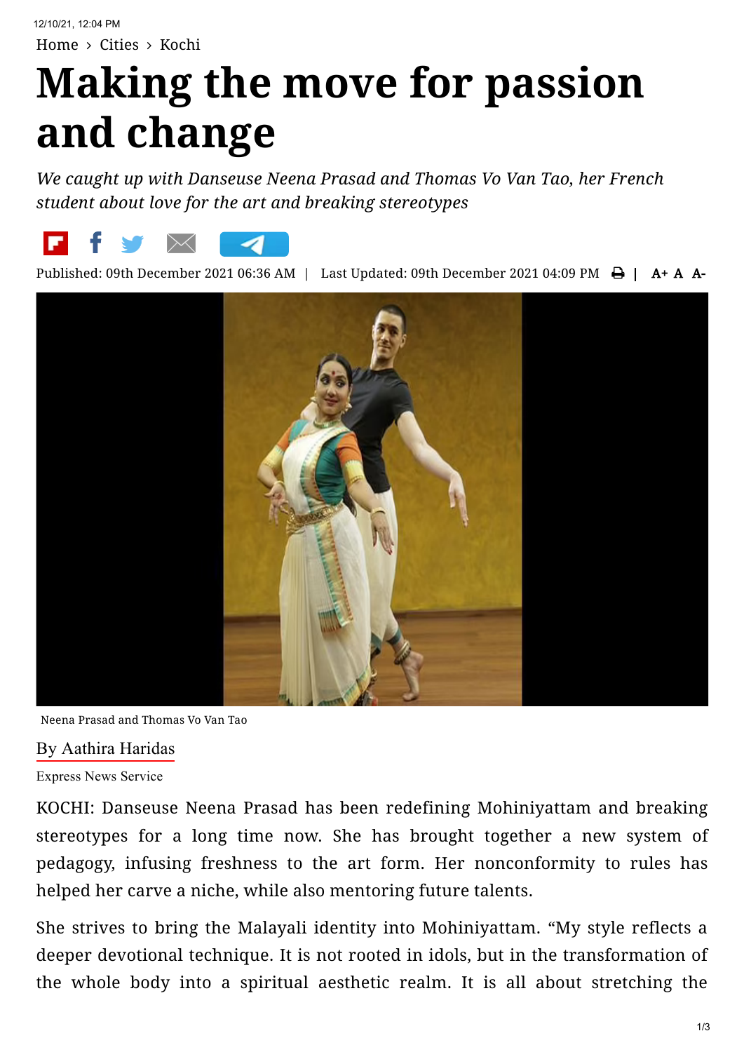Home › Cities › Kochi

# Making the move for passion and change

*We caught up with Danseuse Neena Prasad and Thomas Vo Van Tao, her French student about love for the art and breaking stereotypes*

Published: 09th December 2021 06:36 AM | Last Updated: 09th December 2021 04:09 PM

Neena Prasad and Thomas Vo Van Tao

By Aathira Haridas

Express News Service

KOCHI: Danseuse Neena Prasad has been redefining Mohiniyattam and breaking stereotypes for a long time now. She has brought together a new system of pedagogy, infusing freshness to the art form. Her nonconformity to rules has helped her carve a niche, while also mentoring future talents.

She strives to bring the Malayali identity into Mohiniyattam. "My style reflects a deeper devotional technique. It is not rooted in idols, but in the transformation of the whole body into a spiritual aesthetic realm. It is all about stretching the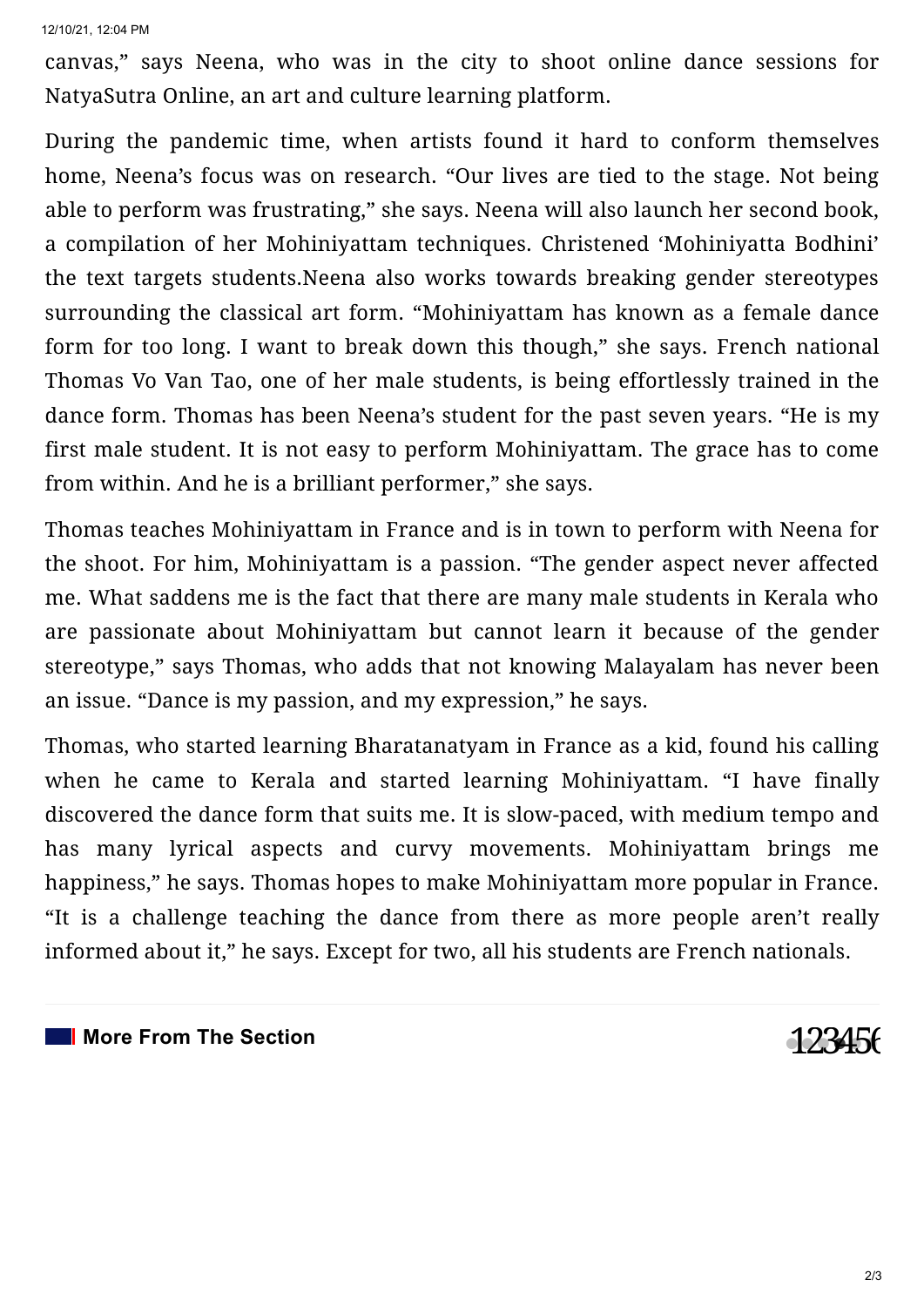canvas," says Neena, who was in the city to shoot online dance sessions for NatyaSutra Online, an art and culture learning platform.

During the pandemic time, when artists found it hard to conform themselves home, Neena's focus was on research. "Our lives are tied to the stage. Not being able to perform was frustrating," she says. Neena will also launch her second book, a compilation of her Mohiniyattam techniques. Christened 'Mohiniyatta Bodhini' the text targets students.Neena also works towards breaking gender stereotypes surrounding the classical art form. "Mohiniyattam has known as a female dance form for too long. I want to break down this though," she says. French national Thomas Vo Van Tao, one of her male students, is being effortlessly trained in the dance form. Thomas has been Neena's student for the past seven years. "He is my first male student. It is not easy to perform Mohiniyattam. The grace has to come from within. And he is a brilliant performer," she says.

Thomas teaches Mohiniyattam in France and is in town to perform with Neena for the shoot. For him, Mohiniyattam is a passion. "The gender aspect never affected me. What saddens me is the fact that there are many male students in Kerala who are passionate about Mohiniyattam but cannot learn it because of the gender stereotype," says Thomas, who adds that not knowing Malayalam has never been an issue. "Dance is my passion, and my expression," he says.

Thomas, who started learning Bharatanatyam in France as a kid, found his calling when he came to Kerala and started learning Mohiniyattam. "I have finally discovered the dance form that suits me. It is slow-paced, with medium tempo and has many lyrical aspects and curvy movements. Mohiniyattam brings me happiness," he says. Thomas hopes to make Mohiniyattam more popular in France. "It is a challenge teaching the dance from there as more people aren't really informed about it," he says. Except for two, all his students are French nationals.

**More From The Section**